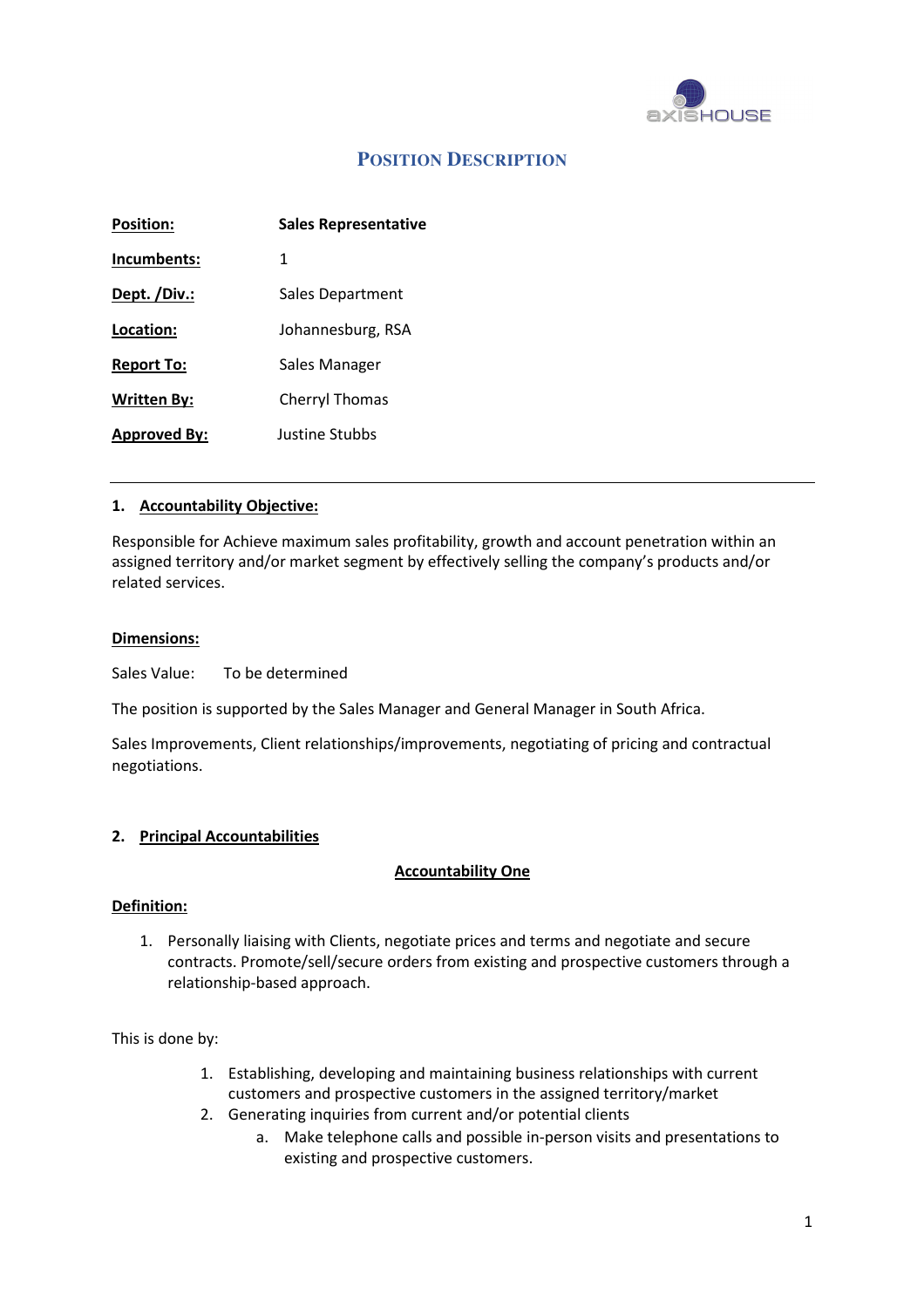# POSITION DESCRIPTION

| | |
|---|---|
| **Position:** | **Sales Representative** |
| **Incumbents:** | 1 |
| **Dept. /Div.:** | Sales Department |
| **Location:** | Johannesburg, RSA |
| **Report To:** | Sales Manager |
| **Written By:** | Cherryl Thomas |
| **Approved By:** | Justine Stubbs |

---

## 1. Accountability Objective:

Responsible for Achieve maximum sales profitability, growth and account penetration within an assigned territory and/or market segment by effectively selling the company's products and/or related services.

**Dimensions:**

Sales Value: To be determined

The position is supported by the Sales Manager and General Manager in South Africa.

Sales Improvements, Client relationships/improvements, negotiating of pricing and contractual negotiations.

## 2. Principal Accountabilities

### Accountability One

**Definition:**

1. Personally liaising with Clients, negotiate prices and terms and negotiate and secure contracts. Promote/sell/secure orders from existing and prospective customers through a relationship-based approach.

This is done by:

1. Establishing, developing and maintaining business relationships with current customers and prospective customers in the assigned territory/market
2. Generating inquiries from current and/or potential clients
   a. Make telephone calls and possible in-person visits and presentations to existing and prospective customers.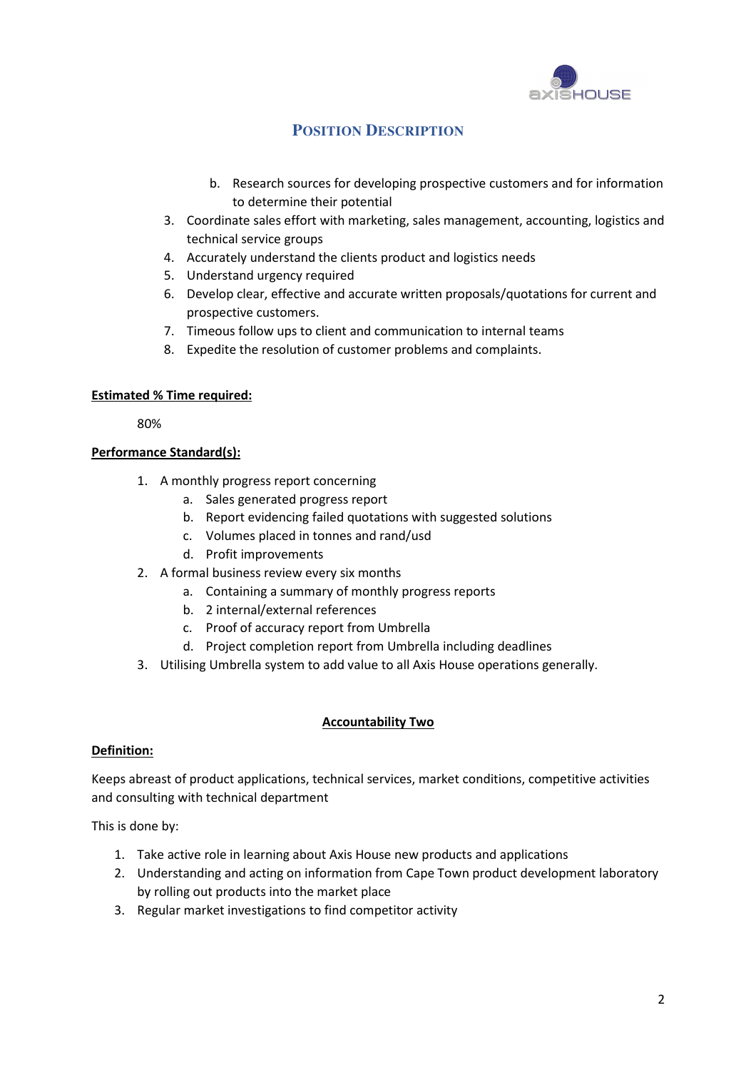b. Research sources for developing prospective customers and for information to determine their potential

3. Coordinate sales effort with marketing, sales management, accounting, logistics and technical service groups
4. Accurately understand the clients product and logistics needs
5. Understand urgency required
6. Develop clear, effective and accurate written proposals/quotations for current and prospective customers.
7. Timeous follow ups to client and communication to internal teams
8. Expedite the resolution of customer problems and complaints.

**Estimated % Time required:**

80%

**Performance Standard(s):**

1. A monthly progress report concerning
   a. Sales generated progress report
   b. Report evidencing failed quotations with suggested solutions
   c. Volumes placed in tonnes and rand/usd
   d. Profit improvements
2. A formal business review every six months
   a. Containing a summary of monthly progress reports
   b. 2 internal/external references
   c. Proof of accuracy report from Umbrella
   d. Project completion report from Umbrella including deadlines
3. Utilising Umbrella system to add value to all Axis House operations generally.

## Accountability Two

**Definition:**

Keeps abreast of product applications, technical services, market conditions, competitive activities and consulting with technical department

This is done by:

1. Take active role in learning about Axis House new products and applications
2. Understanding and acting on information from Cape Town product development laboratory by rolling out products into the market place
3. Regular market investigations to find competitor activity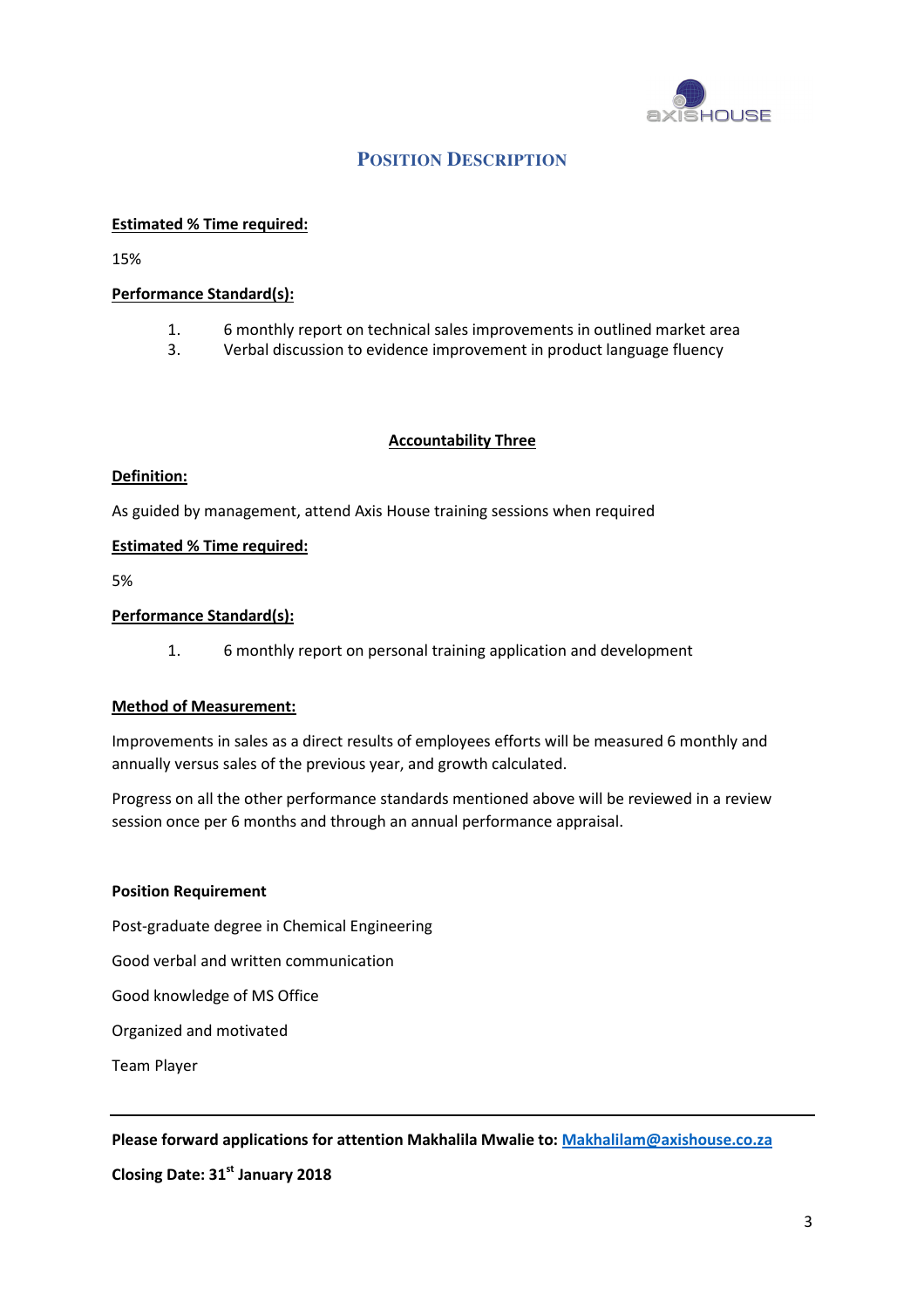# Position Description

**Estimated % Time required:**

15%

**Performance Standard(s):**

1. 6 monthly report on technical sales improvements in outlined market area
3. Verbal discussion to evidence improvement in product language fluency

**Accountability Three**

**Definition:**

As guided by management, attend Axis House training sessions when required

**Estimated % Time required:**

5%

**Performance Standard(s):**

1. 6 monthly report on personal training application and development

**Method of Measurement:**

Improvements in sales as a direct results of employees efforts will be measured 6 monthly and annually versus sales of the previous year, and growth calculated.

Progress on all the other performance standards mentioned above will be reviewed in a review session once per 6 months and through an annual performance appraisal.

**Position Requirement**

Post-graduate degree in Chemical Engineering

Good verbal and written communication

Good knowledge of MS Office

Organized and motivated

Team Player

---

**Please forward applications for attention Makhalila Mwalie to: Makhalilam@axishouse.co.za**

**Closing Date: 31st January 2018**